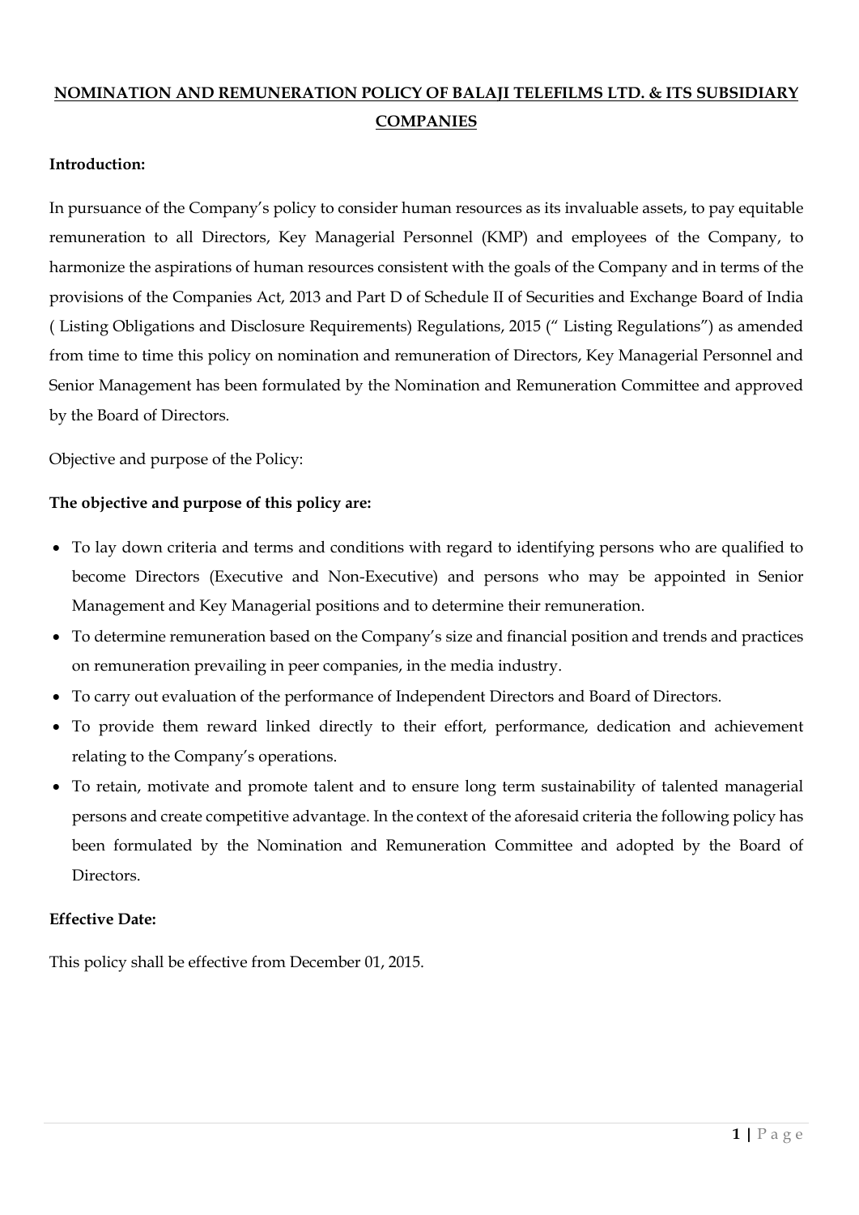# NOMINATION AND REMUNERATION POLICY OF BALAJI TELEFILMS LTD. & ITS SUBSIDIARY COMPANIES

**Introduction:**

In pursuance of the Company's policy to consider human resources as its invaluable assets, to pay equitable remuneration to all Directors, Key Managerial Personnel (KMP) and employees of the Company, to harmonize the aspirations of human resources consistent with the goals of the Company and in terms of the provisions of the Companies Act, 2013 and Part D of Schedule II of Securities and Exchange Board of India ( Listing Obligations and Disclosure Requirements) Regulations, 2015 (" Listing Regulations") as amended from time to time this policy on nomination and remuneration of Directors, Key Managerial Personnel and Senior Management has been formulated by the Nomination and Remuneration Committee and approved by the Board of Directors.

Objective and purpose of the Policy:

**The objective and purpose of this policy are:**

- To lay down criteria and terms and conditions with regard to identifying persons who are qualified to become Directors (Executive and Non-Executive) and persons who may be appointed in Senior Management and Key Managerial positions and to determine their remuneration.
- To determine remuneration based on the Company's size and financial position and trends and practices on remuneration prevailing in peer companies, in the media industry.
- To carry out evaluation of the performance of Independent Directors and Board of Directors.
- To provide them reward linked directly to their effort, performance, dedication and achievement relating to the Company's operations.
- To retain, motivate and promote talent and to ensure long term sustainability of talented managerial persons and create competitive advantage. In the context of the aforesaid criteria the following policy has been formulated by the Nomination and Remuneration Committee and adopted by the Board of Directors.

**Effective Date:**

This policy shall be effective from December 01, 2015.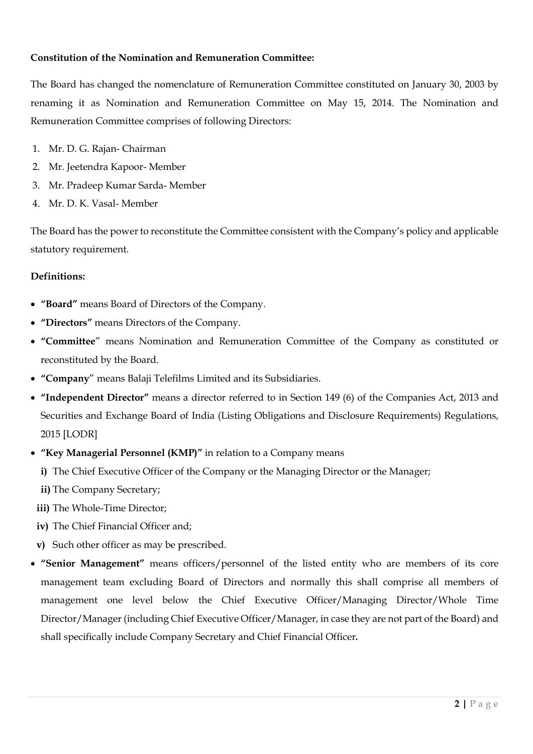**Constitution of the Nomination and Remuneration Committee:**

The Board has changed the nomenclature of Remuneration Committee constituted on January 30, 2003 by renaming it as Nomination and Remuneration Committee on May 15, 2014. The Nomination and Remuneration Committee comprises of following Directors:

1. Mr. D. G. Rajan- Chairman
2. Mr. Jeetendra Kapoor- Member
3. Mr. Pradeep Kumar Sarda- Member
4. Mr. D. K. Vasal- Member

The Board has the power to reconstitute the Committee consistent with the Company's policy and applicable statutory requirement.

**Definitions:**

- **"Board"** means Board of Directors of the Company.
- **"Directors"** means Directors of the Company.
- **"Committee**" means Nomination and Remuneration Committee of the Company as constituted or reconstituted by the Board.
- **"Company**" means Balaji Telefilms Limited and its Subsidiaries.
- **"Independent Director"** means a director referred to in Section 149 (6) of the Companies Act, 2013 and Securities and Exchange Board of India (Listing Obligations and Disclosure Requirements) Regulations, 2015 [LODR]
- **"Key Managerial Personnel (KMP)"** in relation to a Company means
  - **i)** The Chief Executive Officer of the Company or the Managing Director or the Manager;
  - **ii)** The Company Secretary;
  - **iii)** The Whole-Time Director;
  - **iv)** The Chief Financial Officer and;
  - **v)** Such other officer as may be prescribed.
- **"Senior Management"** means officers/personnel of the listed entity who are members of its core management team excluding Board of Directors and normally this shall comprise all members of management one level below the Chief Executive Officer/Managing Director/Whole Time Director/Manager (including Chief Executive Officer/Manager, in case they are not part of the Board) and shall specifically include Company Secretary and Chief Financial Officer**.**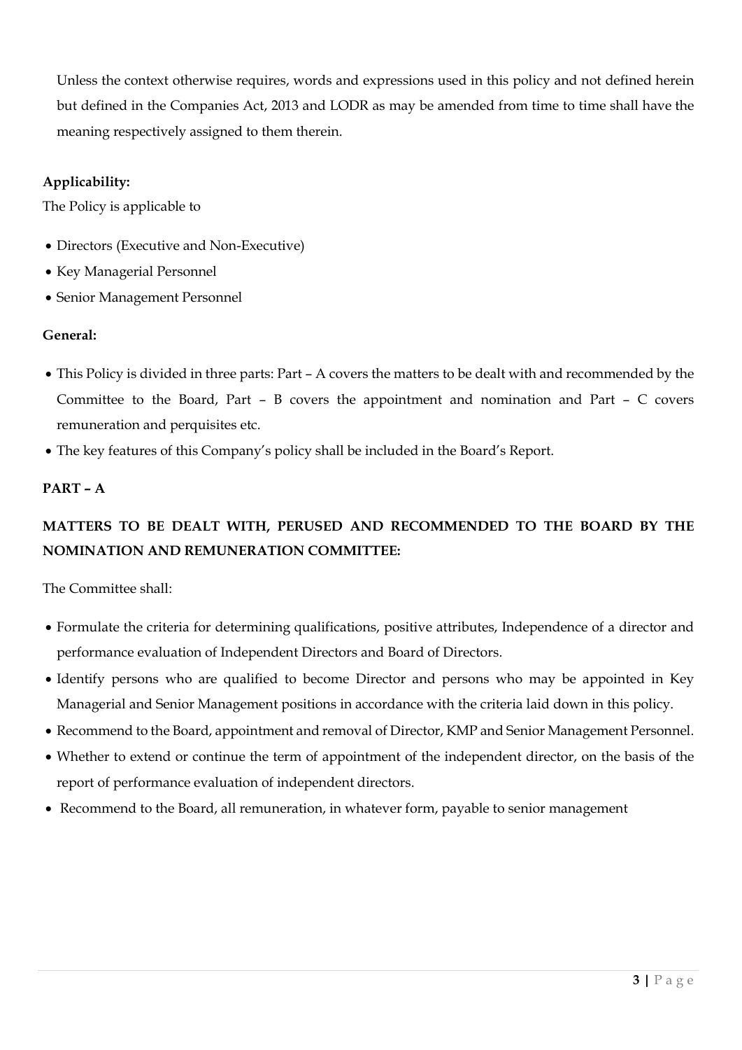Unless the context otherwise requires, words and expressions used in this policy and not defined herein but defined in the Companies Act, 2013 and LODR as may be amended from time to time shall have the meaning respectively assigned to them therein.

**Applicability:**

The Policy is applicable to

- Directors (Executive and Non-Executive)
- Key Managerial Personnel
- Senior Management Personnel

**General:**

- This Policy is divided in three parts: Part – A covers the matters to be dealt with and recommended by the Committee to the Board, Part – B covers the appointment and nomination and Part – C covers remuneration and perquisites etc.
- The key features of this Company's policy shall be included in the Board's Report.

**PART – A**

**MATTERS TO BE DEALT WITH, PERUSED AND RECOMMENDED TO THE BOARD BY THE NOMINATION AND REMUNERATION COMMITTEE:**

The Committee shall:

- Formulate the criteria for determining qualifications, positive attributes, Independence of a director and performance evaluation of Independent Directors and Board of Directors.
- Identify persons who are qualified to become Director and persons who may be appointed in Key Managerial and Senior Management positions in accordance with the criteria laid down in this policy.
- Recommend to the Board, appointment and removal of Director, KMP and Senior Management Personnel.
- Whether to extend or continue the term of appointment of the independent director, on the basis of the report of performance evaluation of independent directors.
- Recommend to the Board, all remuneration, in whatever form, payable to senior management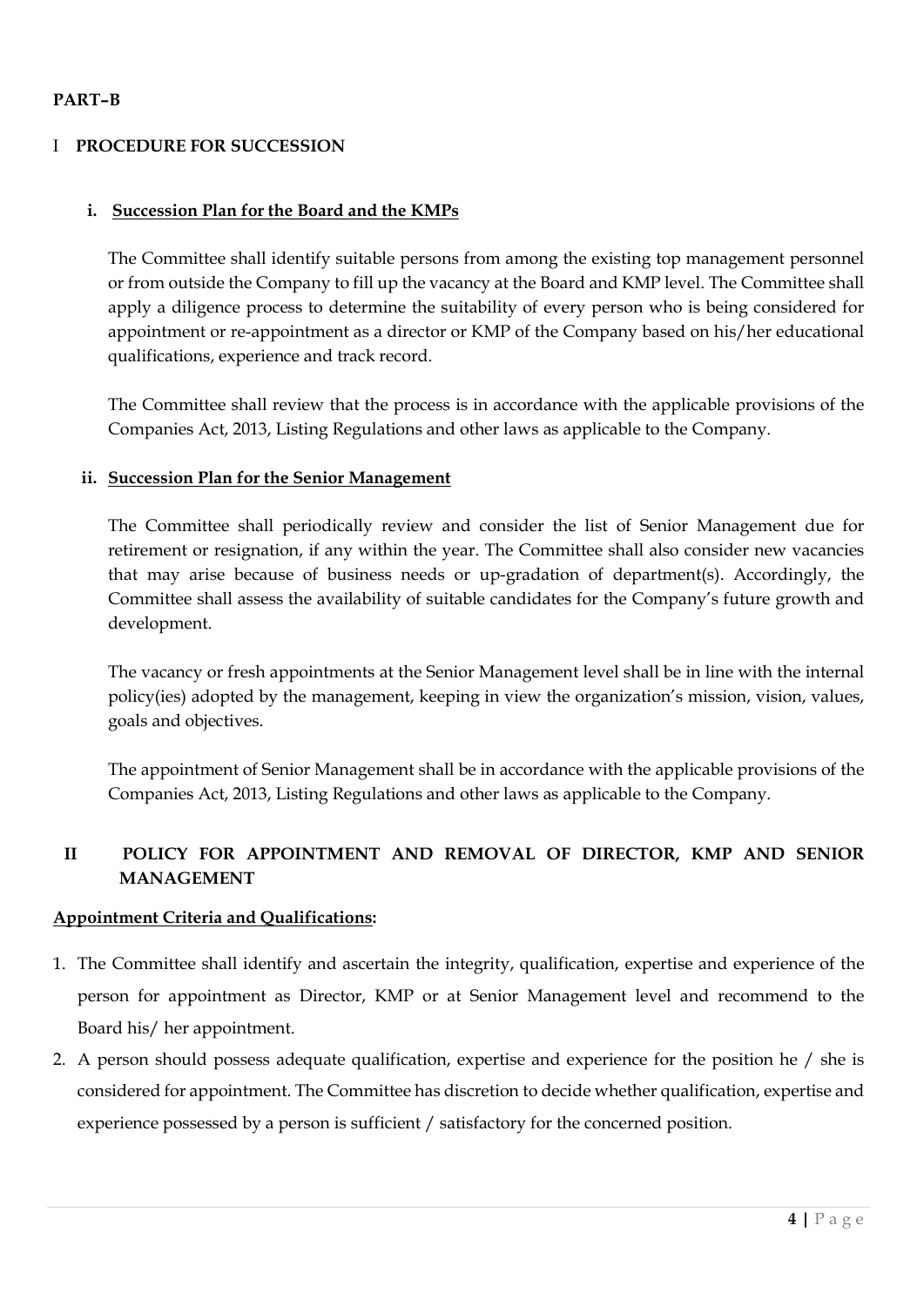**PART–B**

## I PROCEDURE FOR SUCCESSION

### i. Succession Plan for the Board and the KMPs

The Committee shall identify suitable persons from among the existing top management personnel or from outside the Company to fill up the vacancy at the Board and KMP level. The Committee shall apply a diligence process to determine the suitability of every person who is being considered for appointment or re-appointment as a director or KMP of the Company based on his/her educational qualifications, experience and track record.

The Committee shall review that the process is in accordance with the applicable provisions of the Companies Act, 2013, Listing Regulations and other laws as applicable to the Company.

### ii. Succession Plan for the Senior Management

The Committee shall periodically review and consider the list of Senior Management due for retirement or resignation, if any within the year. The Committee shall also consider new vacancies that may arise because of business needs or up-gradation of department(s). Accordingly, the Committee shall assess the availability of suitable candidates for the Company's future growth and development.

The vacancy or fresh appointments at the Senior Management level shall be in line with the internal policy(ies) adopted by the management, keeping in view the organization's mission, vision, values, goals and objectives.

The appointment of Senior Management shall be in accordance with the applicable provisions of the Companies Act, 2013, Listing Regulations and other laws as applicable to the Company.

## II POLICY FOR APPOINTMENT AND REMOVAL OF DIRECTOR, KMP AND SENIOR MANAGEMENT

**Appointment Criteria and Qualifications:**

1. The Committee shall identify and ascertain the integrity, qualification, expertise and experience of the person for appointment as Director, KMP or at Senior Management level and recommend to the Board his/ her appointment.
2. A person should possess adequate qualification, expertise and experience for the position he / she is considered for appointment. The Committee has discretion to decide whether qualification, expertise and experience possessed by a person is sufficient / satisfactory for the concerned position.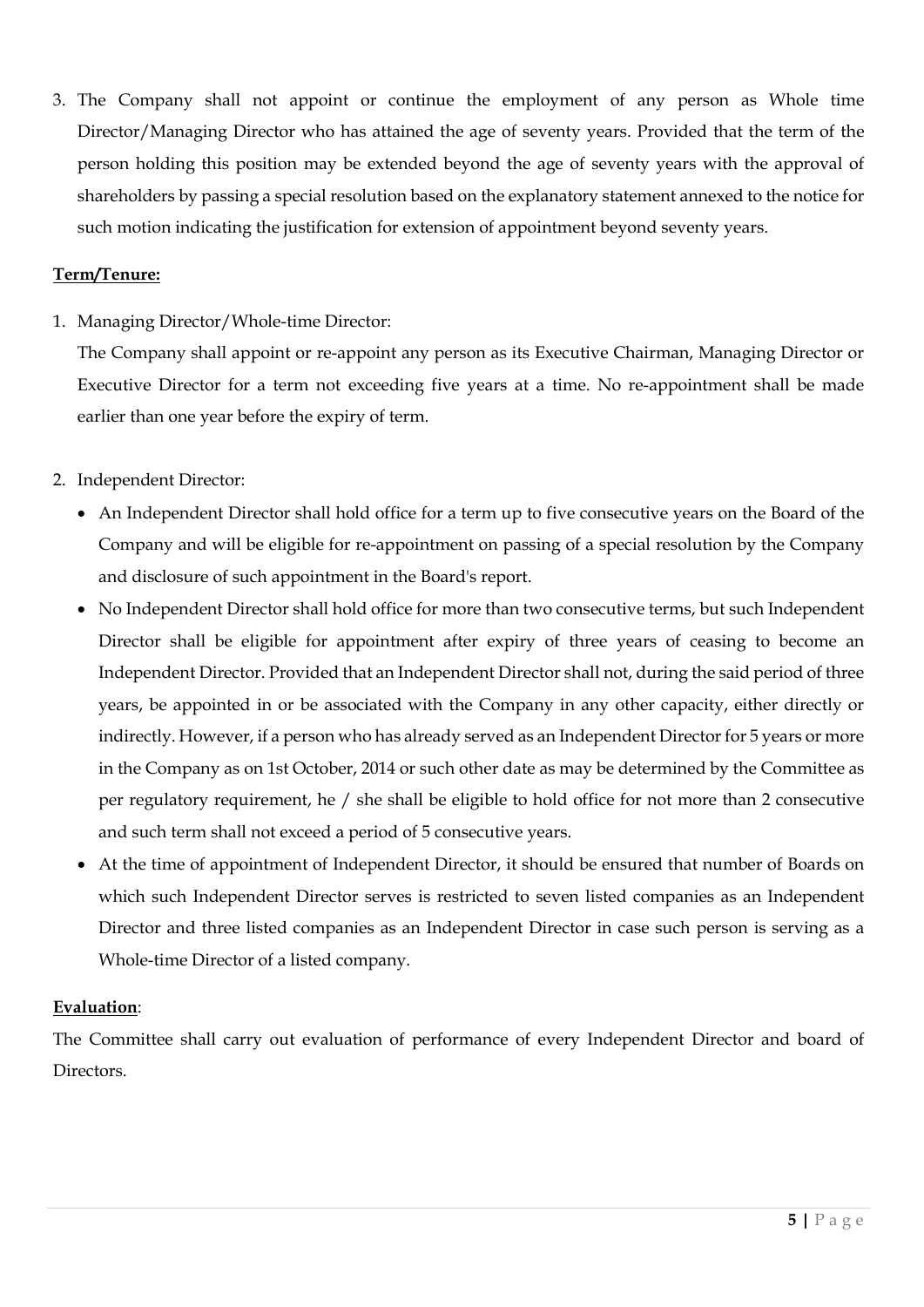3. The Company shall not appoint or continue the employment of any person as Whole time Director/Managing Director who has attained the age of seventy years. Provided that the term of the person holding this position may be extended beyond the age of seventy years with the approval of shareholders by passing a special resolution based on the explanatory statement annexed to the notice for such motion indicating the justification for extension of appointment beyond seventy years.

**Term/Tenure:**

1. Managing Director/Whole-time Director:

   The Company shall appoint or re-appoint any person as its Executive Chairman, Managing Director or Executive Director for a term not exceeding five years at a time. No re-appointment shall be made earlier than one year before the expiry of term.

2. Independent Director:

   - An Independent Director shall hold office for a term up to five consecutive years on the Board of the Company and will be eligible for re-appointment on passing of a special resolution by the Company and disclosure of such appointment in the Board's report.
   - No Independent Director shall hold office for more than two consecutive terms, but such Independent Director shall be eligible for appointment after expiry of three years of ceasing to become an Independent Director. Provided that an Independent Director shall not, during the said period of three years, be appointed in or be associated with the Company in any other capacity, either directly or indirectly. However, if a person who has already served as an Independent Director for 5 years or more in the Company as on 1st October, 2014 or such other date as may be determined by the Committee as per regulatory requirement, he / she shall be eligible to hold office for not more than 2 consecutive and such term shall not exceed a period of 5 consecutive years.
   - At the time of appointment of Independent Director, it should be ensured that number of Boards on which such Independent Director serves is restricted to seven listed companies as an Independent Director and three listed companies as an Independent Director in case such person is serving as a Whole-time Director of a listed company.

**Evaluation**:

The Committee shall carry out evaluation of performance of every Independent Director and board of Directors.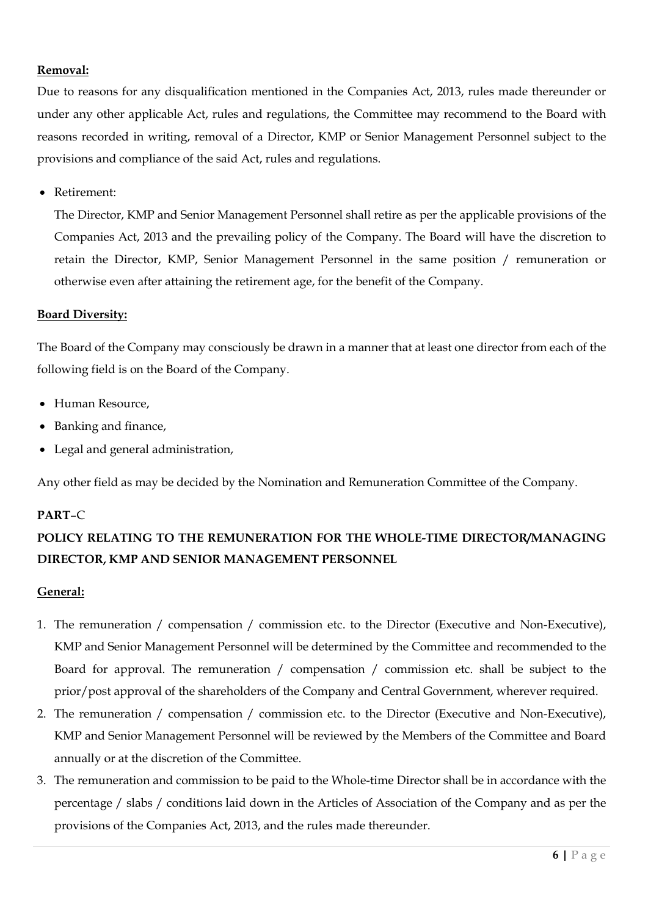**Removal:**

Due to reasons for any disqualification mentioned in the Companies Act, 2013, rules made thereunder or under any other applicable Act, rules and regulations, the Committee may recommend to the Board with reasons recorded in writing, removal of a Director, KMP or Senior Management Personnel subject to the provisions and compliance of the said Act, rules and regulations.

- Retirement:

  The Director, KMP and Senior Management Personnel shall retire as per the applicable provisions of the Companies Act, 2013 and the prevailing policy of the Company. The Board will have the discretion to retain the Director, KMP, Senior Management Personnel in the same position / remuneration or otherwise even after attaining the retirement age, for the benefit of the Company.

**Board Diversity:**

The Board of the Company may consciously be drawn in a manner that at least one director from each of the following field is on the Board of the Company.

- Human Resource,
- Banking and finance,
- Legal and general administration,

Any other field as may be decided by the Nomination and Remuneration Committee of the Company.

**PART–C**

**POLICY RELATING TO THE REMUNERATION FOR THE WHOLE-TIME DIRECTOR/MANAGING DIRECTOR, KMP AND SENIOR MANAGEMENT PERSONNEL**

**General:**

1. The remuneration / compensation / commission etc. to the Director (Executive and Non-Executive), KMP and Senior Management Personnel will be determined by the Committee and recommended to the Board for approval. The remuneration / compensation / commission etc. shall be subject to the prior/post approval of the shareholders of the Company and Central Government, wherever required.
2. The remuneration / compensation / commission etc. to the Director (Executive and Non-Executive), KMP and Senior Management Personnel will be reviewed by the Members of the Committee and Board annually or at the discretion of the Committee.
3. The remuneration and commission to be paid to the Whole-time Director shall be in accordance with the percentage / slabs / conditions laid down in the Articles of Association of the Company and as per the provisions of the Companies Act, 2013, and the rules made thereunder.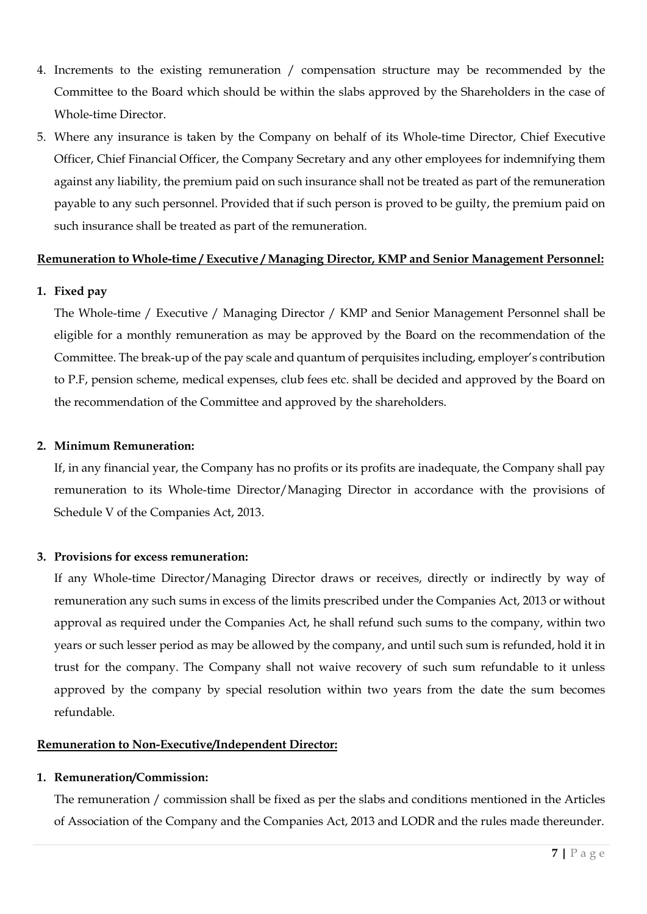4. Increments to the existing remuneration / compensation structure may be recommended by the Committee to the Board which should be within the slabs approved by the Shareholders in the case of Whole-time Director.
5. Where any insurance is taken by the Company on behalf of its Whole-time Director, Chief Executive Officer, Chief Financial Officer, the Company Secretary and any other employees for indemnifying them against any liability, the premium paid on such insurance shall not be treated as part of the remuneration payable to any such personnel. Provided that if such person is proved to be guilty, the premium paid on such insurance shall be treated as part of the remuneration.

**Remuneration to Whole-time / Executive / Managing Director, KMP and Senior Management Personnel:**

**1. Fixed pay**

The Whole-time / Executive / Managing Director / KMP and Senior Management Personnel shall be eligible for a monthly remuneration as may be approved by the Board on the recommendation of the Committee. The break-up of the pay scale and quantum of perquisites including, employer's contribution to P.F, pension scheme, medical expenses, club fees etc. shall be decided and approved by the Board on the recommendation of the Committee and approved by the shareholders.

**2. Minimum Remuneration:**

If, in any financial year, the Company has no profits or its profits are inadequate, the Company shall pay remuneration to its Whole-time Director/Managing Director in accordance with the provisions of Schedule V of the Companies Act, 2013.

**3. Provisions for excess remuneration:**

If any Whole-time Director/Managing Director draws or receives, directly or indirectly by way of remuneration any such sums in excess of the limits prescribed under the Companies Act, 2013 or without approval as required under the Companies Act, he shall refund such sums to the company, within two years or such lesser period as may be allowed by the company, and until such sum is refunded, hold it in trust for the company. The Company shall not waive recovery of such sum refundable to it unless approved by the company by special resolution within two years from the date the sum becomes refundable.

**Remuneration to Non-Executive/Independent Director:**

**1. Remuneration/Commission:**

The remuneration / commission shall be fixed as per the slabs and conditions mentioned in the Articles of Association of the Company and the Companies Act, 2013 and LODR and the rules made thereunder.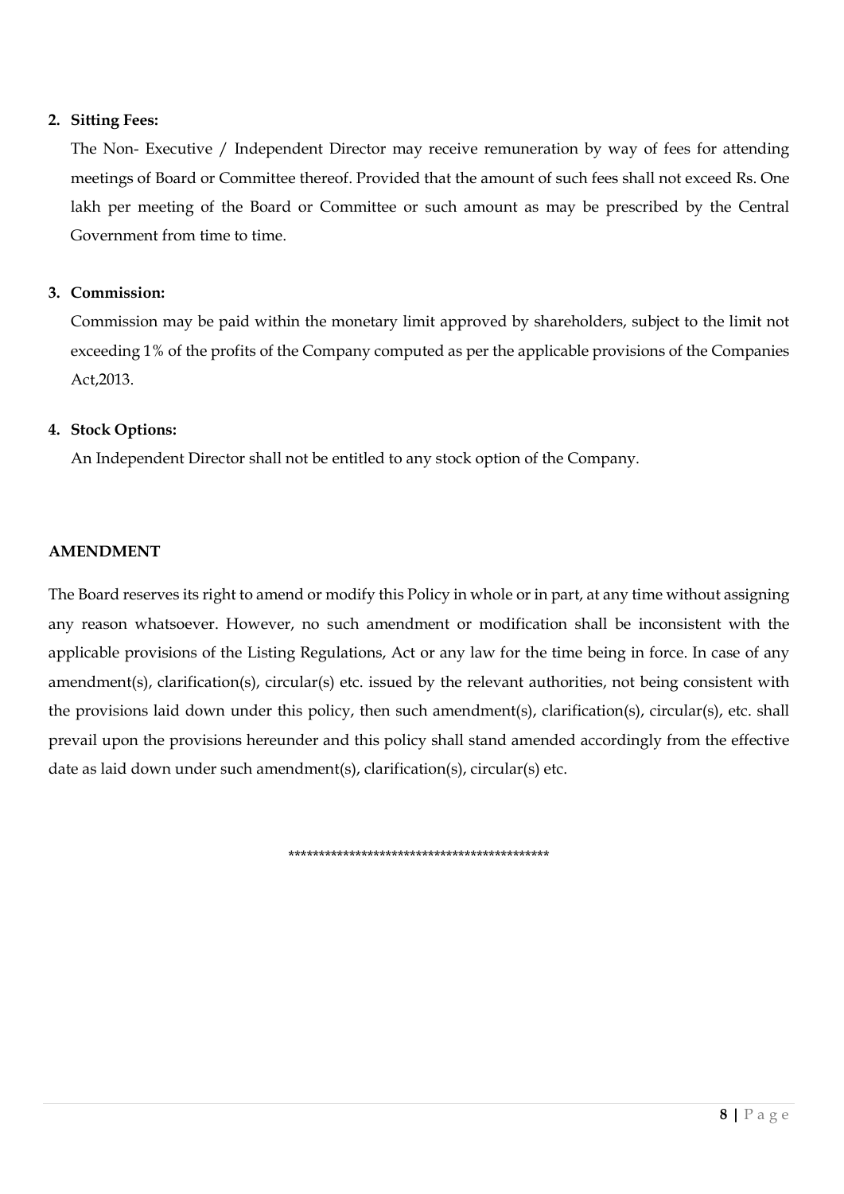2. **Sitting Fees:**

   The Non- Executive / Independent Director may receive remuneration by way of fees for attending meetings of Board or Committee thereof. Provided that the amount of such fees shall not exceed Rs. One lakh per meeting of the Board or Committee or such amount as may be prescribed by the Central Government from time to time.

3. **Commission:**

   Commission may be paid within the monetary limit approved by shareholders, subject to the limit not exceeding 1% of the profits of the Company computed as per the applicable provisions of the Companies Act,2013.

4. **Stock Options:**

   An Independent Director shall not be entitled to any stock option of the Company.

**AMENDMENT**

The Board reserves its right to amend or modify this Policy in whole or in part, at any time without assigning any reason whatsoever. However, no such amendment or modification shall be inconsistent with the applicable provisions of the Listing Regulations, Act or any law for the time being in force. In case of any amendment(s), clarification(s), circular(s) etc. issued by the relevant authorities, not being consistent with the provisions laid down under this policy, then such amendment(s), clarification(s), circular(s), etc. shall prevail upon the provisions hereunder and this policy shall stand amended accordingly from the effective date as laid down under such amendment(s), clarification(s), circular(s) etc.

*******************************************